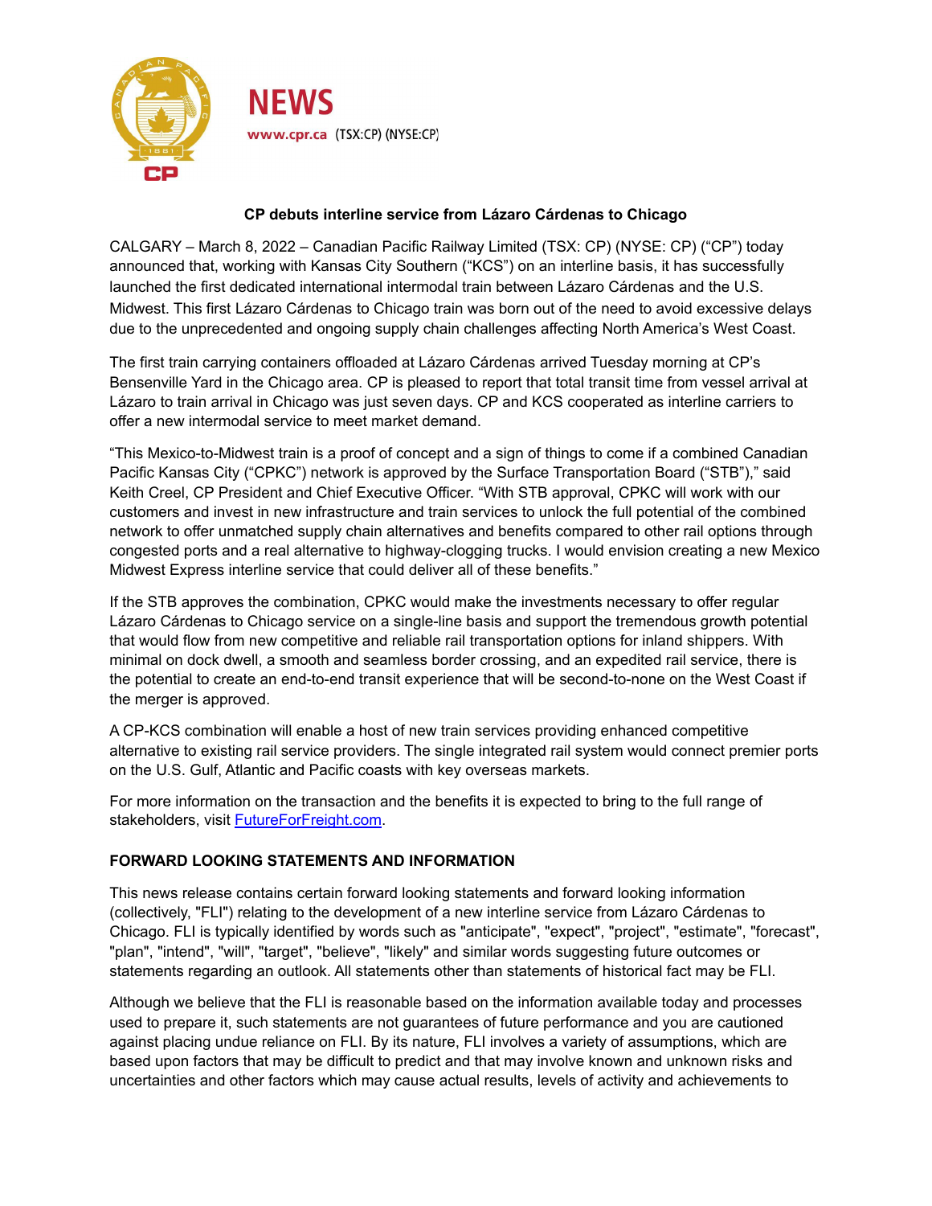# NEWS

www.cpr.ca (TSX:CP) (NYSE:CP)

## CP debuts interline service from Lázaro Cárdenas to Chicago

CALGARY – March 8, 2022 – Canadian Pacific Railway Limited (TSX: CP) (NYSE: CP) ("CP") today announced that, working with Kansas City Southern ("KCS") on an interline basis, it has successfully launched the first dedicated international intermodal train between Lázaro Cárdenas and the U.S. Midwest. This first Lázaro Cárdenas to Chicago train was born out of the need to avoid excessive delays due to the unprecedented and ongoing supply chain challenges affecting North America's West Coast.

The first train carrying containers offloaded at Lázaro Cárdenas arrived Tuesday morning at CP's Bensenville Yard in the Chicago area. CP is pleased to report that total transit time from vessel arrival at Lázaro to train arrival in Chicago was just seven days. CP and KCS cooperated as interline carriers to offer a new intermodal service to meet market demand.

"This Mexico-to-Midwest train is a proof of concept and a sign of things to come if a combined Canadian Pacific Kansas City ("CPKC") network is approved by the Surface Transportation Board ("STB")," said Keith Creel, CP President and Chief Executive Officer. "With STB approval, CPKC will work with our customers and invest in new infrastructure and train services to unlock the full potential of the combined network to offer unmatched supply chain alternatives and benefits compared to other rail options through congested ports and a real alternative to highway-clogging trucks. I would envision creating a new Mexico Midwest Express interline service that could deliver all of these benefits."

If the STB approves the combination, CPKC would make the investments necessary to offer regular Lázaro Cárdenas to Chicago service on a single-line basis and support the tremendous growth potential that would flow from new competitive and reliable rail transportation options for inland shippers. With minimal on dock dwell, a smooth and seamless border crossing, and an expedited rail service, there is the potential to create an end-to-end transit experience that will be second-to-none on the West Coast if the merger is approved.

A CP-KCS combination will enable a host of new train services providing enhanced competitive alternative to existing rail service providers. The single integrated rail system would connect premier ports on the U.S. Gulf, Atlantic and Pacific coasts with key overseas markets.

For more information on the transaction and the benefits it is expected to bring to the full range of stakeholders, visit [FutureForFreight.com](FutureForFreight.com).

### FORWARD LOOKING STATEMENTS AND INFORMATION

This news release contains certain forward looking statements and forward looking information (collectively, "FLI") relating to the development of a new interline service from Lázaro Cárdenas to Chicago. FLI is typically identified by words such as "anticipate", "expect", "project", "estimate", "forecast", "plan", "intend", "will", "target", "believe", "likely" and similar words suggesting future outcomes or statements regarding an outlook. All statements other than statements of historical fact may be FLI.

Although we believe that the FLI is reasonable based on the information available today and processes used to prepare it, such statements are not guarantees of future performance and you are cautioned against placing undue reliance on FLI. By its nature, FLI involves a variety of assumptions, which are based upon factors that may be difficult to predict and that may involve known and unknown risks and uncertainties and other factors which may cause actual results, levels of activity and achievements to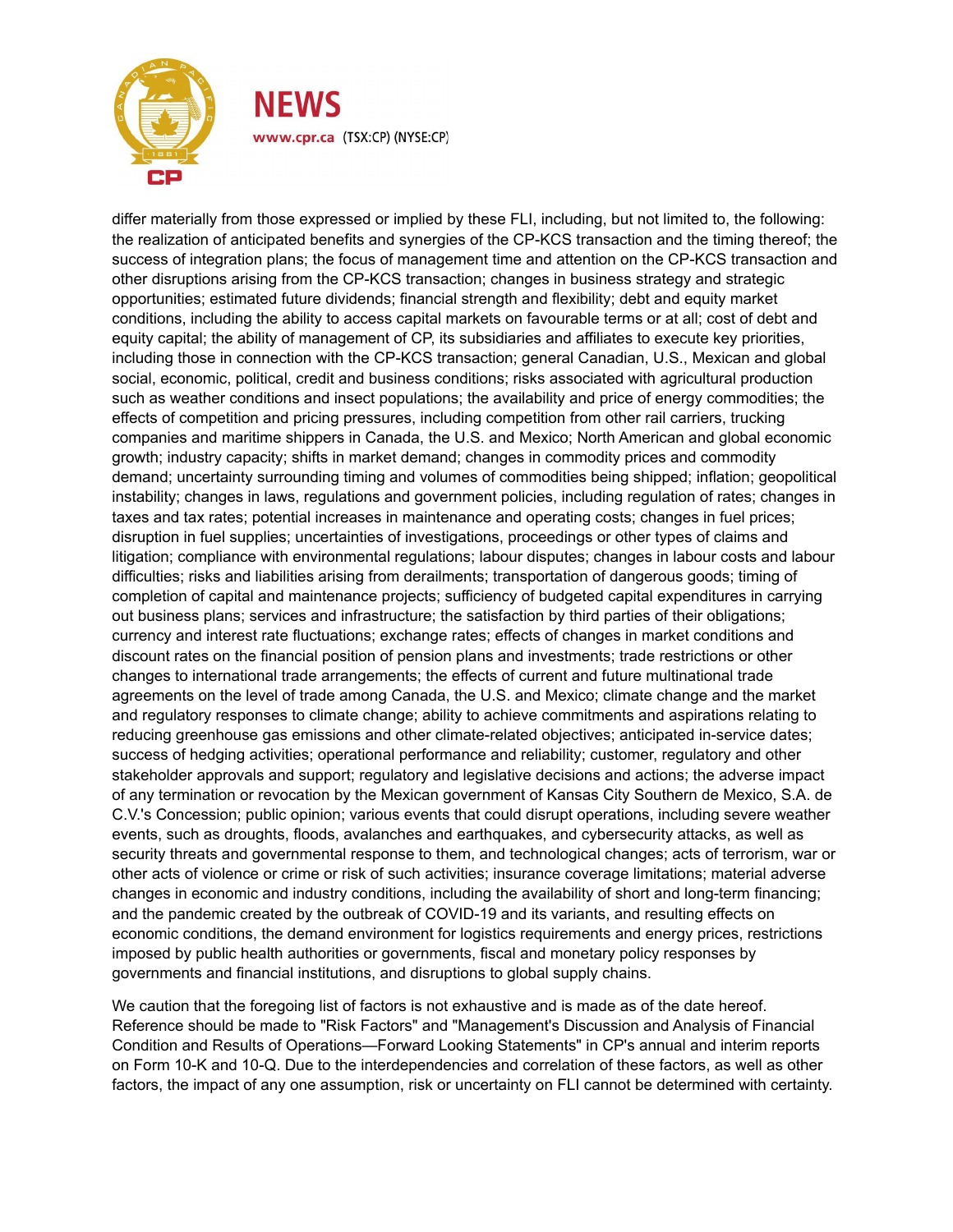differ materially from those expressed or implied by these FLI, including, but not limited to, the following: the realization of anticipated benefits and synergies of the CP-KCS transaction and the timing thereof; the success of integration plans; the focus of management time and attention on the CP-KCS transaction and other disruptions arising from the CP-KCS transaction; changes in business strategy and strategic opportunities; estimated future dividends; financial strength and flexibility; debt and equity market conditions, including the ability to access capital markets on favourable terms or at all; cost of debt and equity capital; the ability of management of CP, its subsidiaries and affiliates to execute key priorities, including those in connection with the CP-KCS transaction; general Canadian, U.S., Mexican and global social, economic, political, credit and business conditions; risks associated with agricultural production such as weather conditions and insect populations; the availability and price of energy commodities; the effects of competition and pricing pressures, including competition from other rail carriers, trucking companies and maritime shippers in Canada, the U.S. and Mexico; North American and global economic growth; industry capacity; shifts in market demand; changes in commodity prices and commodity demand; uncertainty surrounding timing and volumes of commodities being shipped; inflation; geopolitical instability; changes in laws, regulations and government policies, including regulation of rates; changes in taxes and tax rates; potential increases in maintenance and operating costs; changes in fuel prices; disruption in fuel supplies; uncertainties of investigations, proceedings or other types of claims and litigation; compliance with environmental regulations; labour disputes; changes in labour costs and labour difficulties; risks and liabilities arising from derailments; transportation of dangerous goods; timing of completion of capital and maintenance projects; sufficiency of budgeted capital expenditures in carrying out business plans; services and infrastructure; the satisfaction by third parties of their obligations; currency and interest rate fluctuations; exchange rates; effects of changes in market conditions and discount rates on the financial position of pension plans and investments; trade restrictions or other changes to international trade arrangements; the effects of current and future multinational trade agreements on the level of trade among Canada, the U.S. and Mexico; climate change and the market and regulatory responses to climate change; ability to achieve commitments and aspirations relating to reducing greenhouse gas emissions and other climate-related objectives; anticipated in-service dates; success of hedging activities; operational performance and reliability; customer, regulatory and other stakeholder approvals and support; regulatory and legislative decisions and actions; the adverse impact of any termination or revocation by the Mexican government of Kansas City Southern de Mexico, S.A. de C.V.'s Concession; public opinion; various events that could disrupt operations, including severe weather events, such as droughts, floods, avalanches and earthquakes, and cybersecurity attacks, as well as security threats and governmental response to them, and technological changes; acts of terrorism, war or other acts of violence or crime or risk of such activities; insurance coverage limitations; material adverse changes in economic and industry conditions, including the availability of short and long-term financing; and the pandemic created by the outbreak of COVID-19 and its variants, and resulting effects on economic conditions, the demand environment for logistics requirements and energy prices, restrictions imposed by public health authorities or governments, fiscal and monetary policy responses by governments and financial institutions, and disruptions to global supply chains.

We caution that the foregoing list of factors is not exhaustive and is made as of the date hereof. Reference should be made to "Risk Factors" and "Management's Discussion and Analysis of Financial Condition and Results of Operations—Forward Looking Statements" in CP's annual and interim reports on Form 10-K and 10-Q. Due to the interdependencies and correlation of these factors, as well as other factors, the impact of any one assumption, risk or uncertainty on FLI cannot be determined with certainty.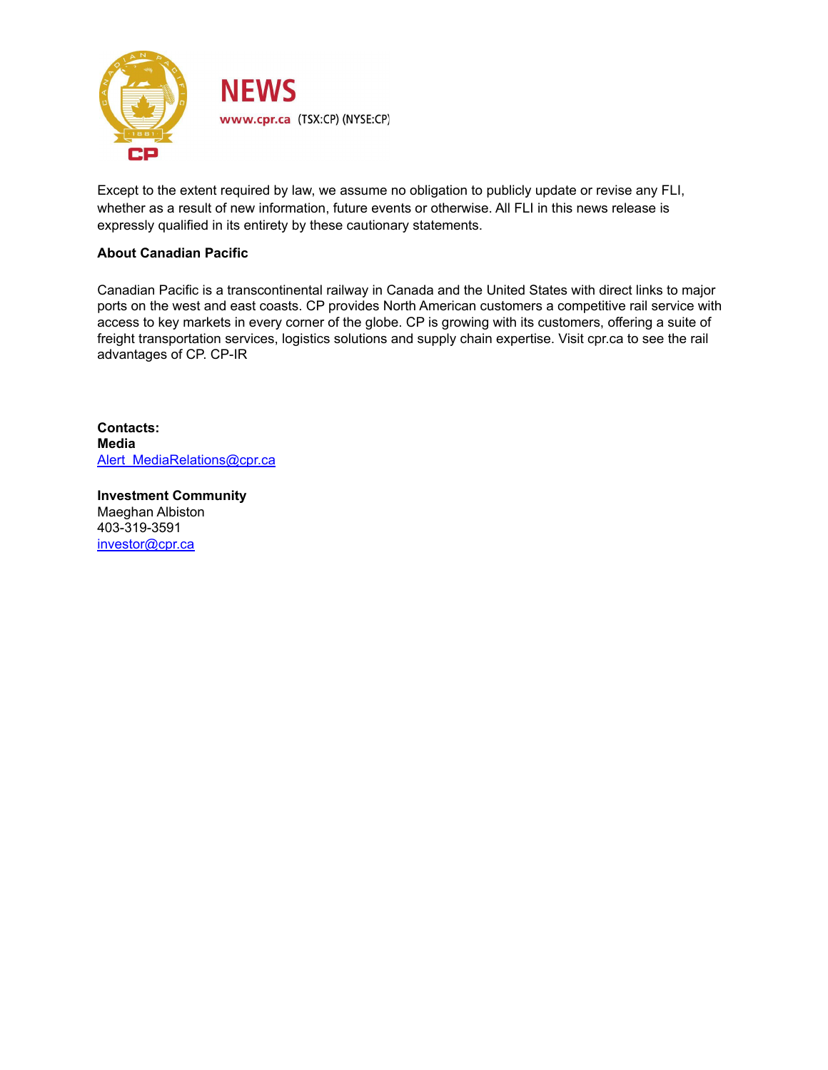Except to the extent required by law, we assume no obligation to publicly update or revise any FLI, whether as a result of new information, future events or otherwise. All FLI in this news release is expressly qualified in its entirety by these cautionary statements.

**About Canadian Pacific**

Canadian Pacific is a transcontinental railway in Canada and the United States with direct links to major ports on the west and east coasts. CP provides North American customers a competitive rail service with access to key markets in every corner of the globe. CP is growing with its customers, offering a suite of freight transportation services, logistics solutions and supply chain expertise. Visit cpr.ca to see the rail advantages of CP. CP-IR

**Contacts:**
**Media**
Alert_MediaRelations@cpr.ca

**Investment Community**
Maeghan Albiston
403-319-3591
investor@cpr.ca